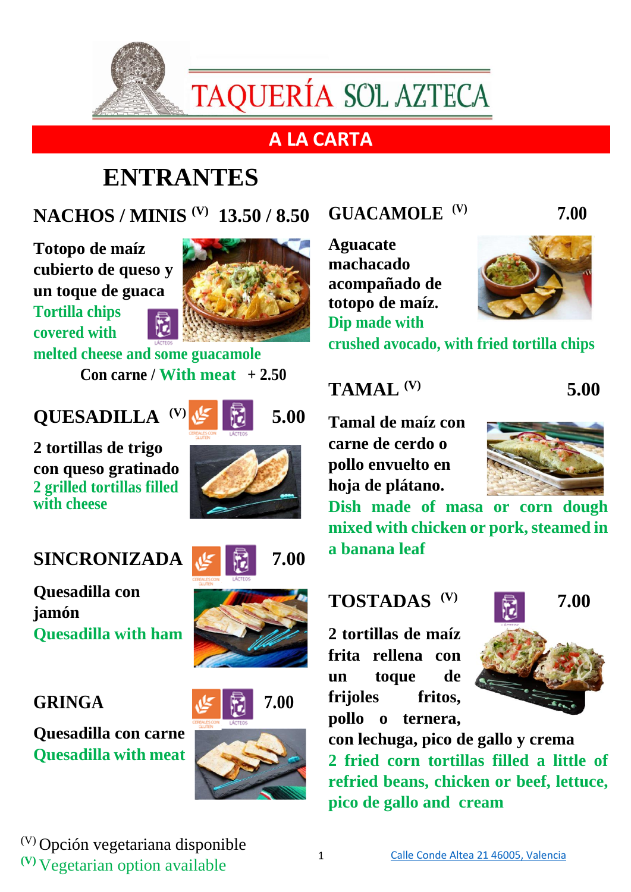# TAQUERÍA SOL AZTECA

## A LA CARTA

## ENTRANTES

### NACHOS / MINIS (V) 13.50 / 8.50

**Totopo de maíz cubierto de queso y un toque de guaca**

Tortilla chips covered with melted cheese and some guacamole

LÁCTEOS

**Con carne /** With meat **+ 2.50**

### QUESADILLA (V) 5.00

CEREALES CON GLUTEN · LÁCTEOS

**2 tortillas de trigo con queso gratinado**

2 grilled tortillas filled with cheese

### SINCRONIZADA 7.00

CEREALES CON GLUTEN · LÁCTEOS

**Quesadilla con jamón**

Quesadilla with ham

### GRINGA 7.00

CEREALES CON GLUTEN · LÁCTEOS

**Quesadilla con carne**

Quesadilla with meat

### GUACAMOLE (V) 7.00

**Aguacate machacado acompañado de totopo de maíz.**

Dip made with crushed avocado, with fried tortilla chips

### TAMAL (V) 5.00

**Tamal de maíz con carne de cerdo o pollo envuelto en hoja de plátano.**

Dish made of masa or corn dough mixed with chicken or pork, steamed in a banana leaf

### TOSTADAS (V) 7.00

LÁCTEOS

**2 tortillas de maíz frita rellena con un toque de frijoles fritos, pollo o ternera, con lechuga, pico de gallo y crema**

2 fried corn tortillas filled a little of refried beans, chicken or beef, lettuce, pico de gallo and cream

(V) Opción vegetariana disponible

(V) Vegetarian option available

Calle Conde Altea 21 46005, Valencia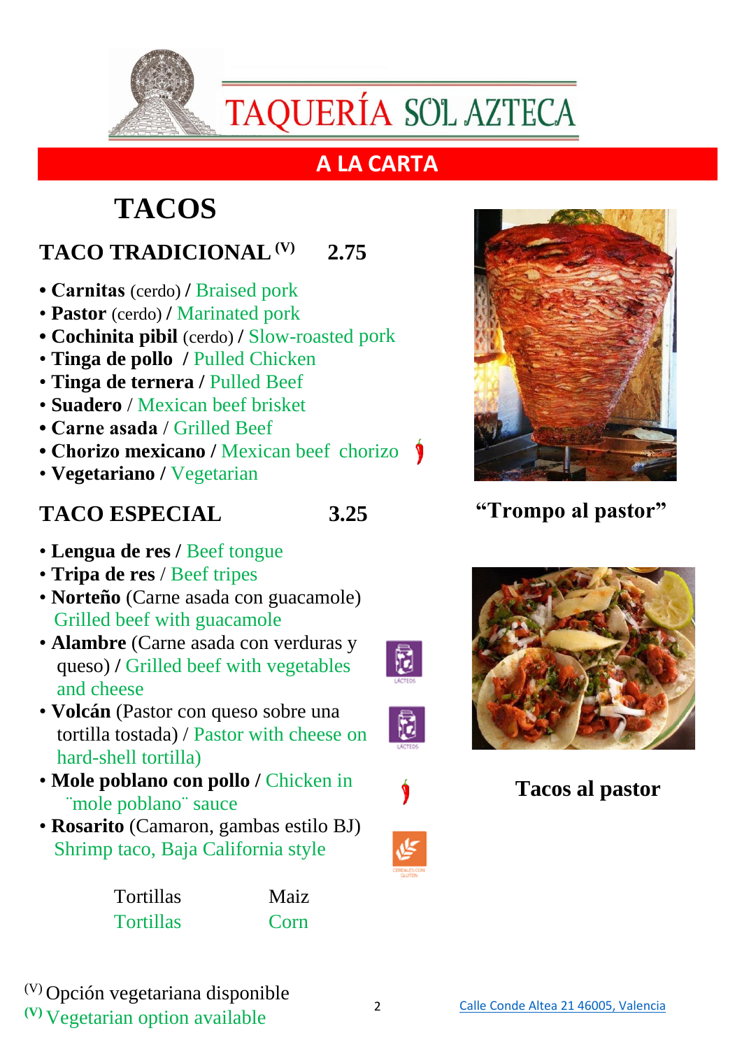# TAQUERÍA SOL AZTECA

## A LA CARTA

## TACOS

### TACO TRADICIONAL (V) 2.75

- **Carnitas** (cerdo) **/** Braised pork
- **Pastor** (cerdo) **/** Marinated pork
- **Cochinita pibil** (cerdo) **/** Slow-roasted pork
- **Tinga de pollo** **/** Pulled Chicken
- **Tinga de ternera /** Pulled Beef
- **Suadero** / Mexican beef brisket
- **Carne asada** / Grilled Beef
- **Chorizo mexicano /** Mexican beef chorizo
- **Vegetariano /** Vegetarian

### TACO ESPECIAL 3.25

- **Lengua de res /** Beef tongue
- **Tripa de res** / Beef tripes
- **Norteño** (Carne asada con guacamole) Grilled beef with guacamole
- **Alambre** (Carne asada con verduras y queso) **/** Grilled beef with vegetables and cheese
- **Volcán** (Pastor con queso sobre una tortilla tostada) / Pastor with cheese on hard-shell tortilla)
- **Mole poblano con pollo /** Chicken in ¨mole poblano¨ sauce
- **Rosarito** (Camaron, gambas estilo BJ) Shrimp taco, Baja California style

| Tortillas | Maiz |
|---|---|
| Tortillas | Corn |

“Trompo al pastor”

Tacos al pastor

(V) Opción vegetariana disponible
(V) Vegetarian option available

Calle Conde Altea 21 46005, Valencia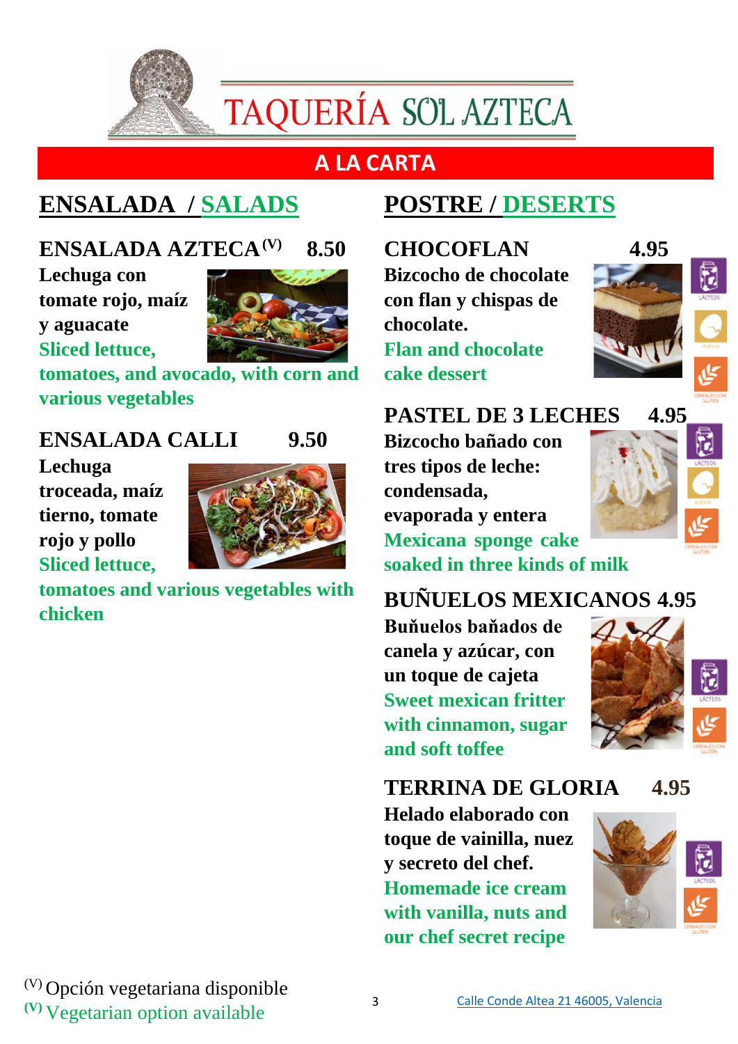# TAQUERÍA SOL AZTECA

## A LA CARTA

## ENSALADA / SALADS

### ENSALADA AZTECA (V) 8.50

**Lechuga con tomate rojo, maíz y aguacate**

**Sliced lettuce, tomatoes, and avocado, with corn and various vegetables**

### ENSALADA CALLI 9.50

**Lechuga troceada, maíz tierno, tomate rojo y pollo**

**Sliced lettuce, tomatoes and various vegetables with chicken**

## POSTRE / DESERTS

### CHOCOFLAN 4.95

**Bizcocho de chocolate con flan y chispas de chocolate.**

**Flan and chocolate cake dessert**

LÁCTEOS · HUEVOS · CEREALES CON GLUTEN

### PASTEL DE 3 LECHES 4.95

**Bizcocho bañado con tres tipos de leche: condensada, evaporada y entera**

**Mexicana sponge cake soaked in three kinds of milk**

LÁCTEOS · HUEVOS · CEREALES CON GLUTEN

### BUÑUELOS MEXICANOS 4.95

**Buňuelos baňados de canela y azúcar, con un toque de cajeta**

**Sweet mexican fritter with cinnamon, sugar and soft toffee**

LÁCTEOS · CEREALES CON GLUTEN

### TERRINA DE GLORIA 4.95

**Helado elaborado con toque de vainilla, nuez y secreto del chef.**

**Homemade ice cream with vanilla, nuts and our chef secret recipe**

LÁCTEOS · CEREALES CON GLUTEN

(V) Opción vegetariana disponible
(V) Vegetarian option available

Calle Conde Altea 21 46005, Valencia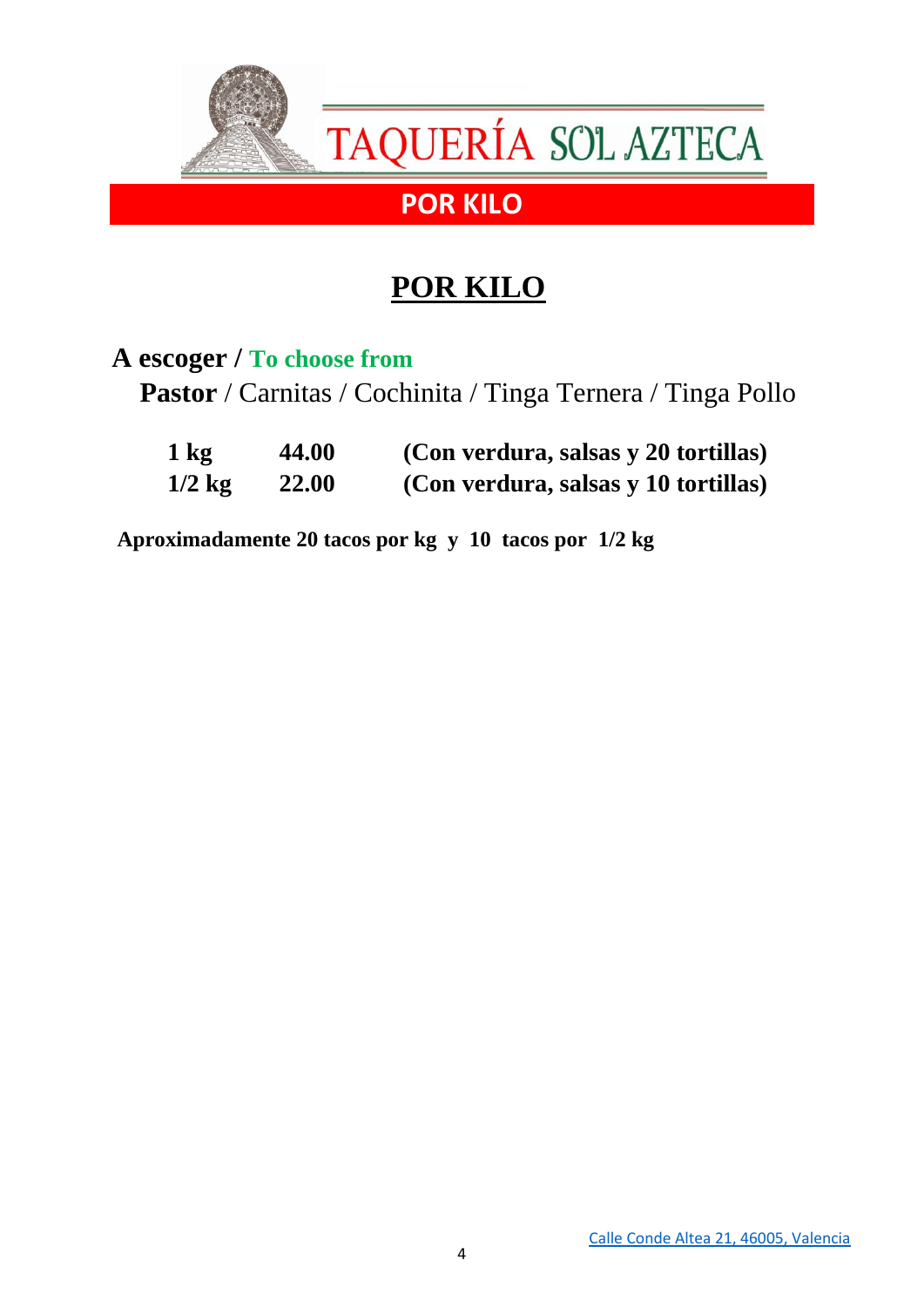# TAQUERÍA SOL AZTECA

## POR KILO

## POR KILO

**A escoger / To choose from**

**Pastor** / Carnitas / Cochinita / Tinga Ternera / Tinga Pollo

| | | |
|---|---|---|
| **1 kg** | **44.00** | **(Con verdura, salsas y 20 tortillas)** |
| **1/2 kg** | **22.00** | **(Con verdura, salsas y 10 tortillas)** |

**Aproximadamente 20 tacos por kg y 10 tacos por 1/2 kg**

Calle Conde Altea 21, 46005, Valencia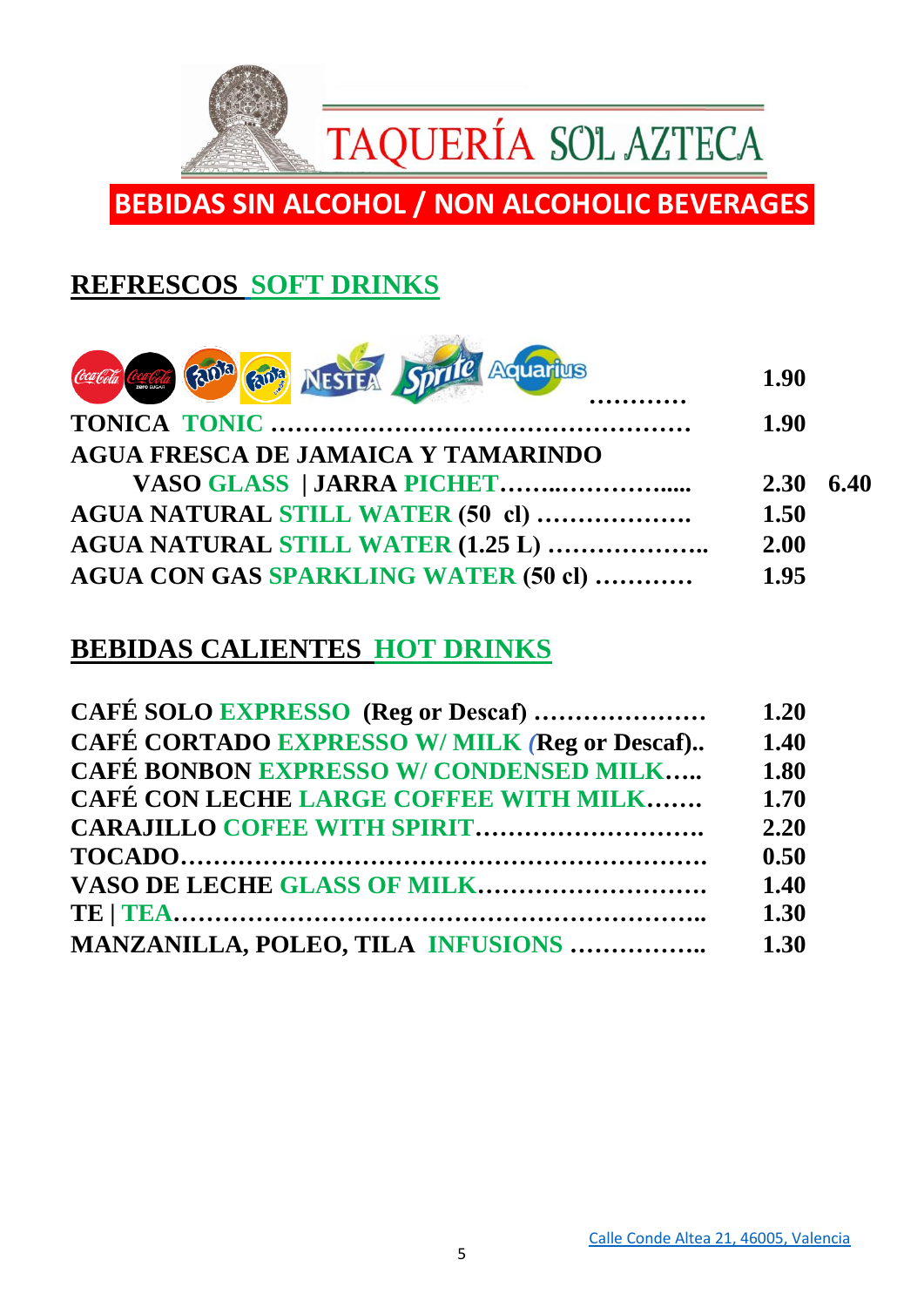# TAQUERÍA SOL AZTECA

## BEBIDAS SIN ALCOHOL / NON ALCOHOLIC BEVERAGES

### REFRESCOS SOFT DRINKS

| | | |
|---|---|---|
| Coca-Cola, Coca-Cola Zero Sugar, Fanta, Fanta Limón, Nestea, Sprite, Aquarius ………… | 1.90 | |
| TONICA TONIC ………………………………………… | 1.90 | |
| AGUA FRESCA DE JAMAICA Y TAMARINDO | | |
| VASO GLASS \| JARRA PICHET……..……….…..... | 2.30 | 6.40 |
| AGUA NATURAL STILL WATER (50 cl) ………………. | 1.50 | |
| AGUA NATURAL STILL WATER (1.25 L) ……………….. | 2.00 | |
| AGUA CON GAS SPARKLING WATER (50 cl) ………… | 1.95 | |

### BEBIDAS CALIENTES HOT DRINKS

| | |
|---|---|
| CAFÉ SOLO EXPRESSO (Reg or Descaf) ………………… | 1.20 |
| CAFÉ CORTADO EXPRESSO W/ MILK (Reg or Descaf).. | 1.40 |
| CAFÉ BONBON EXPRESSO W/ CONDENSED MILK….. | 1.80 |
| CAFÉ CON LECHE LARGE COFFEE WITH MILK……. | 1.70 |
| CARAJILLO COFEE WITH SPIRIT………………………. | 2.20 |
| TOCADO……………………………………………………. | 0.50 |
| VASO DE LECHE GLASS OF MILK………………………. | 1.40 |
| TE \| TEA……………………………………………………….. | 1.30 |
| MANZANILLA, POLEO, TILA INFUSIONS …………….. | 1.30 |

Calle Conde Altea 21, 46005, Valencia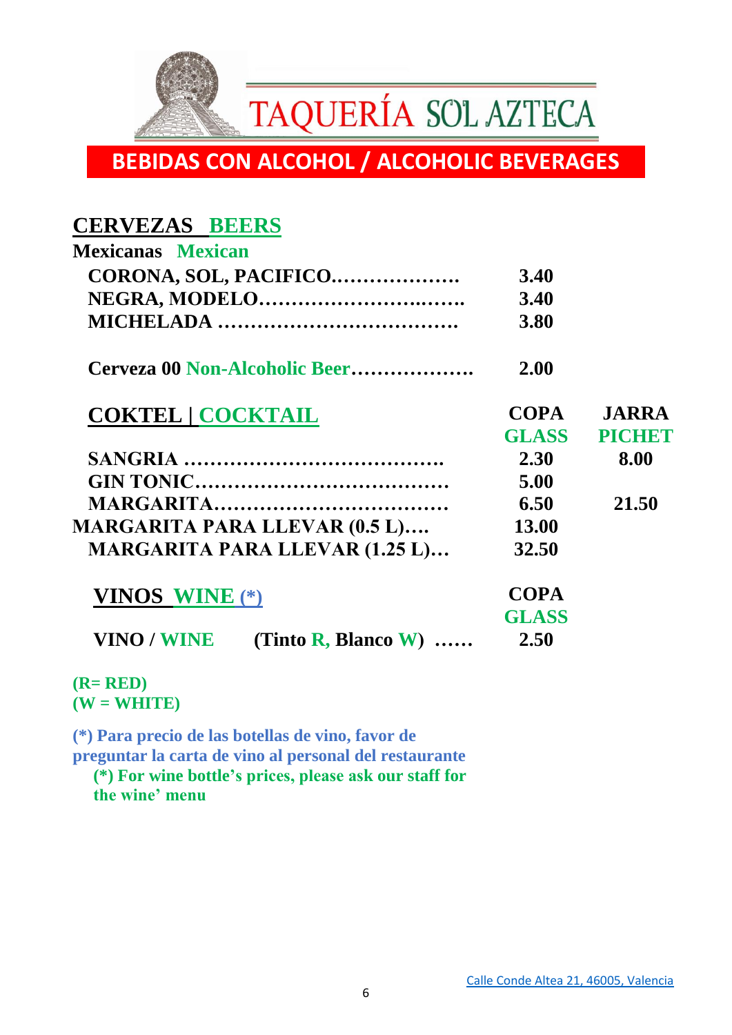# TAQUERÍA SOL AZTECA

## BEBIDAS CON ALCOHOL / ALCOHOLIC BEVERAGES

### CERVEZAS BEERS

**Mexicanas Mexican**

| | |
|---|---|
| CORONA, SOL, PACIFICO………………. | 3.40 |
| NEGRA, MODELO……………………..……. | 3.40 |
| MICHELADA ………………………………. | 3.80 |
| Cerveza 00 Non-Alcoholic Beer………………. | 2.00 |

### COKTEL | COCKTAIL

| | COPA GLASS | JARRA PICHET |
|---|---|---|
| SANGRIA …………………………………. | 2.30 | 8.00 |
| GIN TONIC………………………………… | 5.00 | |
| MARGARITA……………………………… | 6.50 | 21.50 |
| MARGARITA PARA LLEVAR (0.5 L)…. | 13.00 | |
| MARGARITA PARA LLEVAR (1.25 L)… | 32.50 | |

### VINOS WINE (*)

| | COPA GLASS |
|---|---|
| VINO / WINE (Tinto R, Blanco W) …… | 2.50 |

(R= RED)
(W = WHITE)

(*) Para precio de las botellas de vino, favor de preguntar la carta de vino al personal del restaurante
(*) For wine bottle's prices, please ask our staff for the wine' menu

Calle Conde Altea 21, 46005, Valencia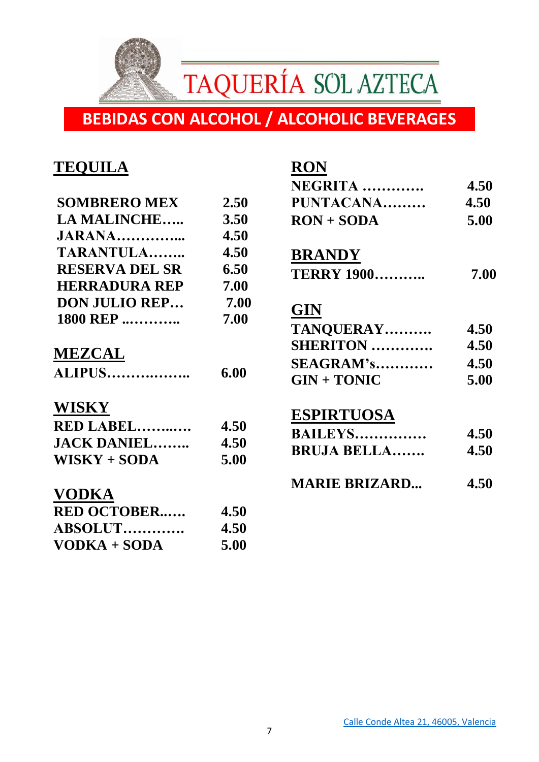# TAQUERÍA SOL AZTECA

## BEBIDAS CON ALCOHOL / ALCOHOLIC BEVERAGES

### TEQUILA

| | |
|---|---|
| SOMBRERO MEX | 2.50 |
| LA MALINCHE….. | 3.50 |
| JARANA…………... | 4.50 |
| TARANTULA…….. | 4.50 |
| RESERVA DEL SR | 6.50 |
| HERRADURA REP | 7.00 |
| DON JULIO REP… | 7.00 |
| 1800 REP ..……….. | 7.00 |

### MEZCAL

| | |
|---|---|
| ALIPUS…………..….. | 6.00 |

### WISKY

| | |
|---|---|
| RED LABEL……...…. | 4.50 |
| JACK DANIEL…….. | 4.50 |
| WISKY + SODA | 5.00 |

### VODKA

| | |
|---|---|
| RED OCTOBER..…. | 4.50 |
| ABSOLUT…………. | 4.50 |
| VODKA + SODA | 5.00 |

### RON

| | |
|---|---|
| NEGRITA …………. | 4.50 |
| PUNTACANA……… | 4.50 |
| RON + SODA | 5.00 |

### BRANDY

| | |
|---|---|
| TERRY 1900……….. | 7.00 |

### GIN

| | |
|---|---|
| TANQUERAY………. | 4.50 |
| SHERITON …………. | 4.50 |
| SEAGRAM's………… | 4.50 |
| GIN + TONIC | 5.00 |

### ESPIRTUOSA

| | |
|---|---|
| BAILEYS…………… | 4.50 |
| BRUJA BELLA……. | 4.50 |
| MARIE BRIZARD... | 4.50 |

Calle Conde Altea 21, 46005, Valencia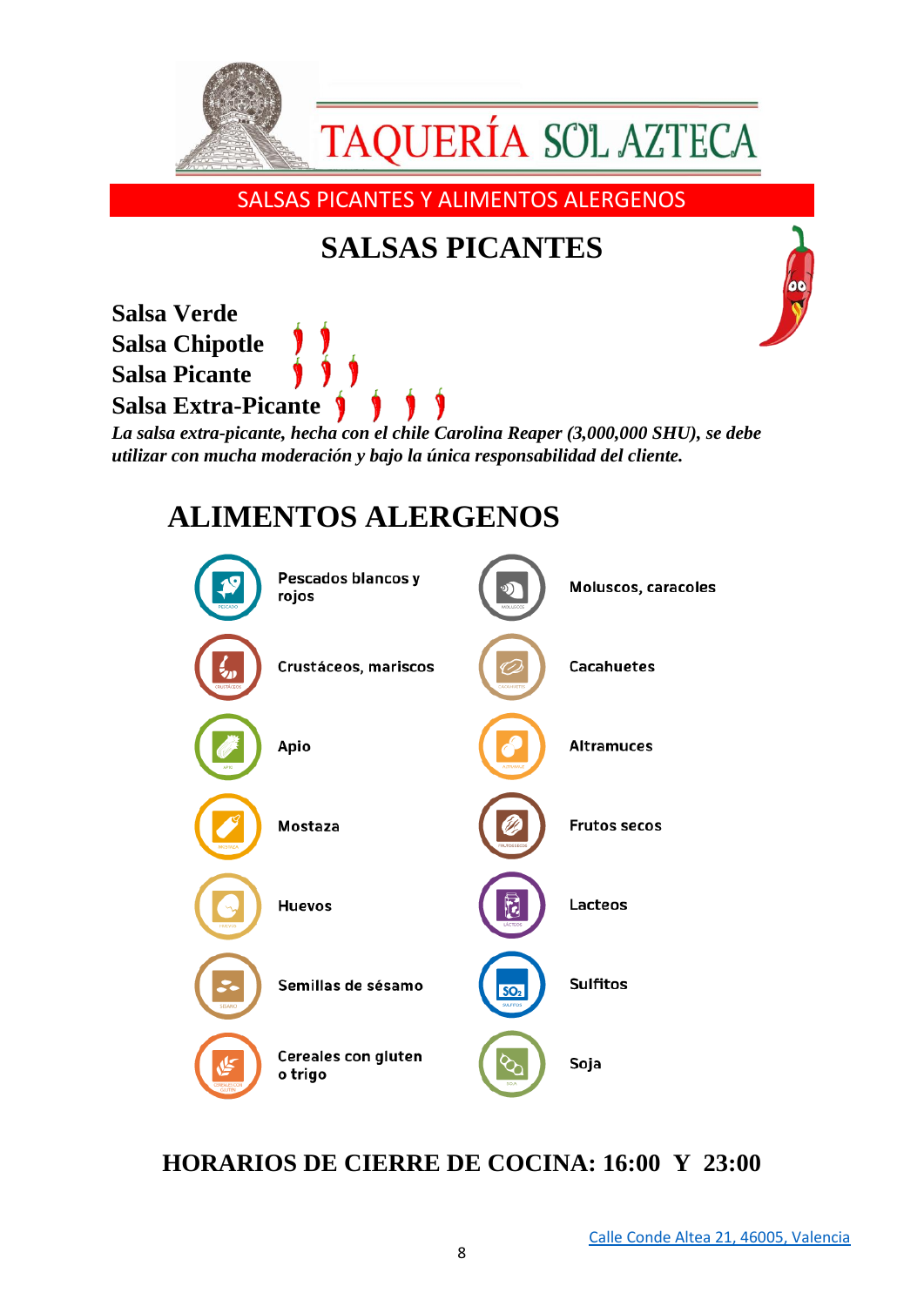TAQUERÍA SOL AZTECA

SALSAS PICANTES Y ALIMENTOS ALERGENOS

# SALSAS PICANTES

**Salsa Verde**
**Salsa Chipotle**
**Salsa Picante**
**Salsa Extra-Picante**

***La salsa extra-picante, hecha con el chile Carolina Reaper (3,000,000 SHU), se debe utilizar con mucha moderación y bajo la única responsabilidad del cliente.***

# ALIMENTOS ALERGENOS

| | |
|---|---|
| Pescados blancos y rojos | Moluscos, caracoles |
| Crustáceos, mariscos | Cacahuetes |
| Apio | Altramuces |
| Mostaza | Frutos secos |
| Huevos | Lacteos |
| Semillas de sésamo | Sulfitos |
| Cereales con gluten o trigo | Soja |

**HORARIOS DE CIERRE DE COCINA: 16:00 Y 23:00**

Calle Conde Altea 21, 46005, Valencia